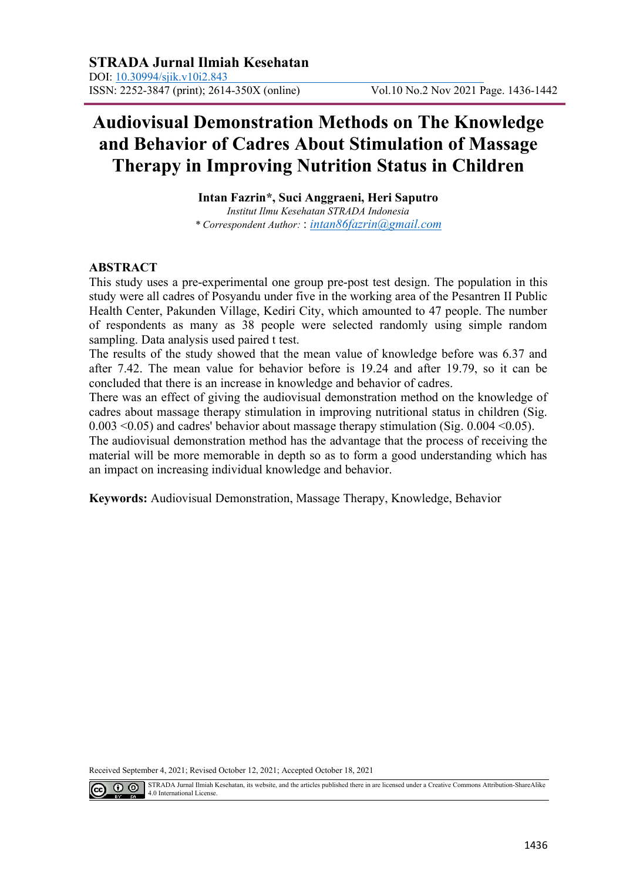**STRADA Jurnal Ilmiah Kesehatan**

DOI: 10.30994/sjik.v10i2.843

ISSN: 2252-3847 (print); 2614-350X (online)

# Audiovisual Demonstration Methods on The Knowledge and Behavior of Cadres About Stimulation of Massage Therapy in Improving Nutrition Status in Children

**Intan Fazrin\*, Suci Anggraeni, Heri Saputro**

*Institut Ilmu Kesehatan STRADA Indonesia*

*\* Correspondent Author:* : *intan86fazrin@gmail.com*

## ABSTRACT

This study uses a pre-experimental one group pre-post test design. The population in this study were all cadres of Posyandu under five in the working area of the Pesantren II Public Health Center, Pakunden Village, Kediri City, which amounted to 47 people. The number of respondents as many as 38 people were selected randomly using simple random sampling. Data analysis used paired t test.

The results of the study showed that the mean value of knowledge before was 6.37 and after 7.42. The mean value for behavior before is 19.24 and after 19.79, so it can be concluded that there is an increase in knowledge and behavior of cadres.

There was an effect of giving the audiovisual demonstration method on the knowledge of cadres about massage therapy stimulation in improving nutritional status in children (Sig. 0.003 <0.05) and cadres' behavior about massage therapy stimulation (Sig. 0.004 <0.05).

The audiovisual demonstration method has the advantage that the process of receiving the material will be more memorable in depth so as to form a good understanding which has an impact on increasing individual knowledge and behavior.

**Keywords:** Audiovisual Demonstration, Massage Therapy, Knowledge, Behavior

Received September 4, 2021; Revised October 12, 2021; Accepted October 18, 2021

STRADA Jurnal Ilmiah Kesehatan, its website, and the articles published there in are licensed under a Creative Commons Attribution-ShareAlike 4.0 International License.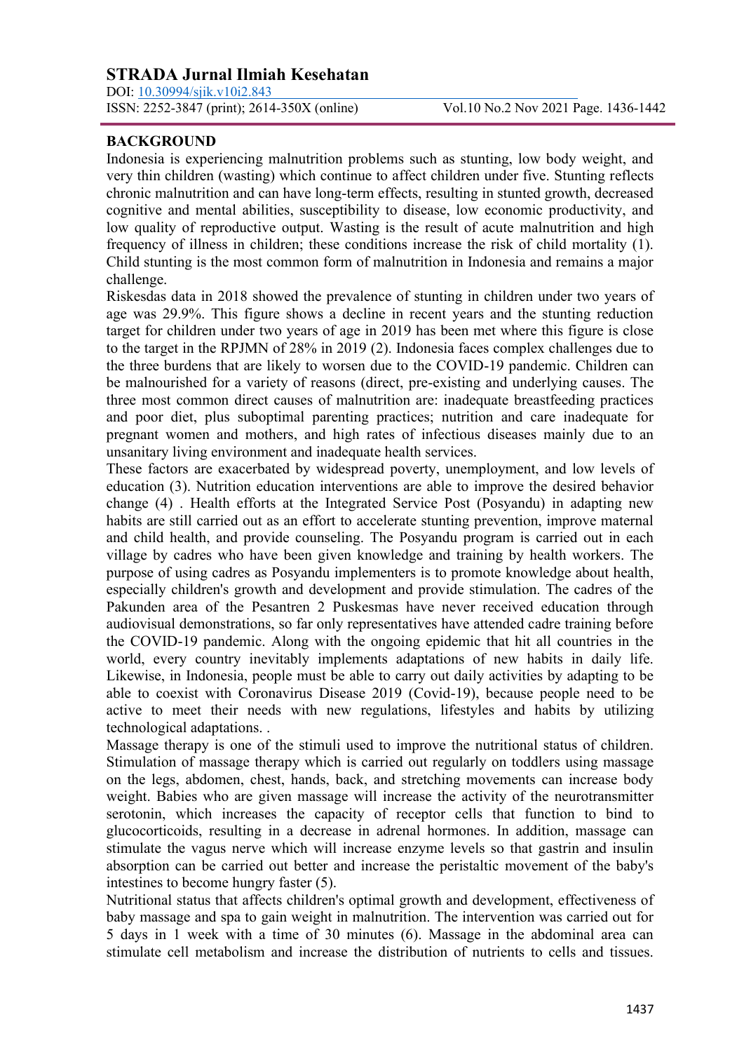## BACKGROUND

Indonesia is experiencing malnutrition problems such as stunting, low body weight, and very thin children (wasting) which continue to affect children under five. Stunting reflects chronic malnutrition and can have long-term effects, resulting in stunted growth, decreased cognitive and mental abilities, susceptibility to disease, low economic productivity, and low quality of reproductive output. Wasting is the result of acute malnutrition and high frequency of illness in children; these conditions increase the risk of child mortality (1). Child stunting is the most common form of malnutrition in Indonesia and remains a major challenge.

Riskesdas data in 2018 showed the prevalence of stunting in children under two years of age was 29.9%. This figure shows a decline in recent years and the stunting reduction target for children under two years of age in 2019 has been met where this figure is close to the target in the RPJMN of 28% in 2019 (2). Indonesia faces complex challenges due to the three burdens that are likely to worsen due to the COVID-19 pandemic. Children can be malnourished for a variety of reasons (direct, pre-existing and underlying causes. The three most common direct causes of malnutrition are: inadequate breastfeeding practices and poor diet, plus suboptimal parenting practices; nutrition and care inadequate for pregnant women and mothers, and high rates of infectious diseases mainly due to an unsanitary living environment and inadequate health services.

These factors are exacerbated by widespread poverty, unemployment, and low levels of education (3). Nutrition education interventions are able to improve the desired behavior change (4) . Health efforts at the Integrated Service Post (Posyandu) in adapting new habits are still carried out as an effort to accelerate stunting prevention, improve maternal and child health, and provide counseling. The Posyandu program is carried out in each village by cadres who have been given knowledge and training by health workers. The purpose of using cadres as Posyandu implementers is to promote knowledge about health, especially children's growth and development and provide stimulation. The cadres of the Pakunden area of the Pesantren 2 Puskesmas have never received education through audiovisual demonstrations, so far only representatives have attended cadre training before the COVID-19 pandemic. Along with the ongoing epidemic that hit all countries in the world, every country inevitably implements adaptations of new habits in daily life. Likewise, in Indonesia, people must be able to carry out daily activities by adapting to be able to coexist with Coronavirus Disease 2019 (Covid-19), because people need to be active to meet their needs with new regulations, lifestyles and habits by utilizing technological adaptations. .

Massage therapy is one of the stimuli used to improve the nutritional status of children. Stimulation of massage therapy which is carried out regularly on toddlers using massage on the legs, abdomen, chest, hands, back, and stretching movements can increase body weight. Babies who are given massage will increase the activity of the neurotransmitter serotonin, which increases the capacity of receptor cells that function to bind to glucocorticoids, resulting in a decrease in adrenal hormones. In addition, massage can stimulate the vagus nerve which will increase enzyme levels so that gastrin and insulin absorption can be carried out better and increase the peristaltic movement of the baby's intestines to become hungry faster (5).

Nutritional status that affects children's optimal growth and development, effectiveness of baby massage and spa to gain weight in malnutrition. The intervention was carried out for 5 days in 1 week with a time of 30 minutes (6). Massage in the abdominal area can stimulate cell metabolism and increase the distribution of nutrients to cells and tissues.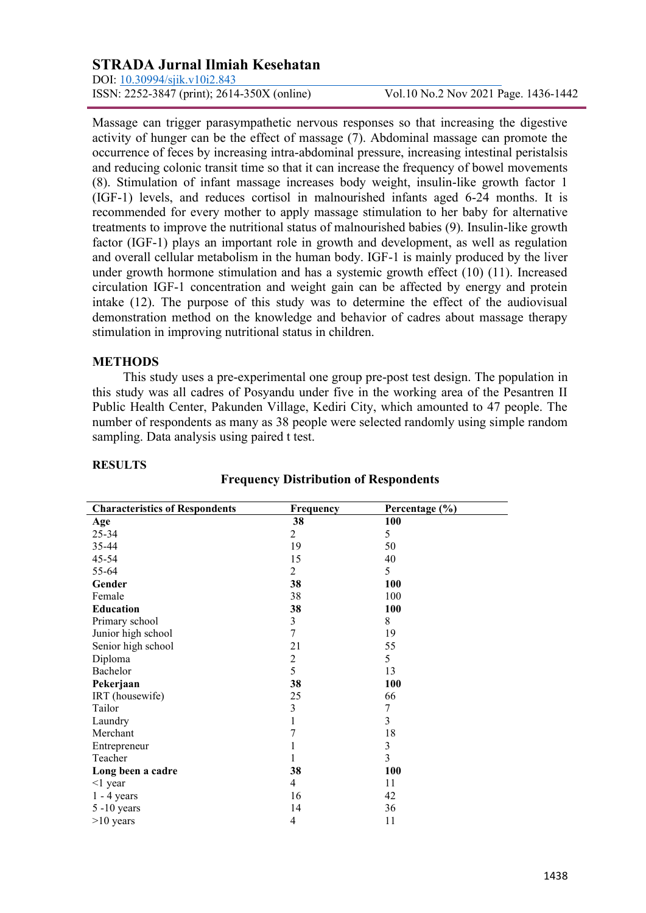Massage can trigger parasympathetic nervous responses so that increasing the digestive activity of hunger can be the effect of massage (7). Abdominal massage can promote the occurrence of feces by increasing intra-abdominal pressure, increasing intestinal peristalsis and reducing colonic transit time so that it can increase the frequency of bowel movements (8). Stimulation of infant massage increases body weight, insulin-like growth factor 1 (IGF-1) levels, and reduces cortisol in malnourished infants aged 6-24 months. It is recommended for every mother to apply massage stimulation to her baby for alternative treatments to improve the nutritional status of malnourished babies (9). Insulin-like growth factor (IGF-1) plays an important role in growth and development, as well as regulation and overall cellular metabolism in the human body. IGF-1 is mainly produced by the liver under growth hormone stimulation and has a systemic growth effect (10) (11). Increased circulation IGF-1 concentration and weight gain can be affected by energy and protein intake (12). The purpose of this study was to determine the effect of the audiovisual demonstration method on the knowledge and behavior of cadres about massage therapy stimulation in improving nutritional status in children.

## METHODS

This study uses a pre-experimental one group pre-post test design. The population in this study was all cadres of Posyandu under five in the working area of the Pesantren II Public Health Center, Pakunden Village, Kediri City, which amounted to 47 people. The number of respondents as many as 38 people were selected randomly using simple random sampling. Data analysis using paired t test.

## RESULTS

**Frequency Distribution of Respondents**

| Characteristics of Respondents | Frequency | Percentage (%) |
|---|---|---|
| **Age** | **38** | **100** |
| 25-34 | 2 | 5 |
| 35-44 | 19 | 50 |
| 45-54 | 15 | 40 |
| 55-64 | 2 | 5 |
| **Gender** | **38** | **100** |
| Female | 38 | 100 |
| **Education** | **38** | **100** |
| Primary school | 3 | 8 |
| Junior high school | 7 | 19 |
| Senior high school | 21 | 55 |
| Diploma | 2 | 5 |
| Bachelor | 5 | 13 |
| **Pekerjaan** | **38** | **100** |
| IRT (housewife) | 25 | 66 |
| Tailor | 3 | 7 |
| Laundry | 1 | 3 |
| Merchant | 7 | 18 |
| Entrepreneur | 1 | 3 |
| Teacher | 1 | 3 |
| **Long been a cadre** | **38** | **100** |
| <1 year | 4 | 11 |
| 1 - 4 years | 16 | 42 |
| 5 -10 years | 14 | 36 |
| >10 years | 4 | 11 |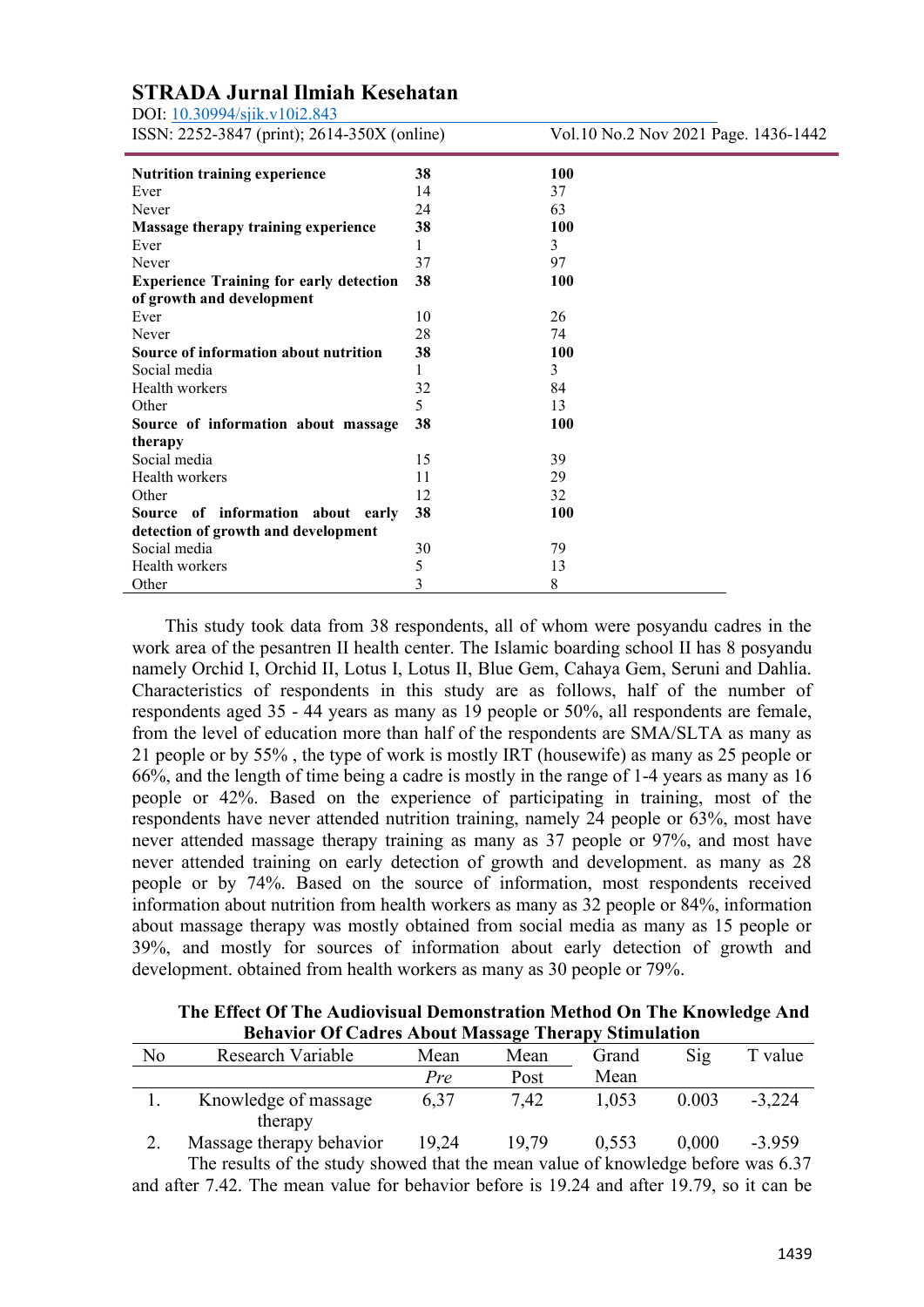| | | |
|---|---|---|
| **Nutrition training experience** | **38** | **100** |
| Ever | 14 | 37 |
| Never | 24 | 63 |
| **Massage therapy training experience** | **38** | **100** |
| Ever | 1 | 3 |
| Never | 37 | 97 |
| **Experience Training for early detection of growth and development** | **38** | **100** |
| Ever | 10 | 26 |
| Never | 28 | 74 |
| **Source of information about nutrition** | **38** | **100** |
| Social media | 1 | 3 |
| Health workers | 32 | 84 |
| Other | 5 | 13 |
| **Source of information about massage therapy** | **38** | **100** |
| Social media | 15 | 39 |
| Health workers | 11 | 29 |
| Other | 12 | 32 |
| **Source of information about early detection of growth and development** | **38** | **100** |
| Social media | 30 | 79 |
| Health workers | 5 | 13 |
| Other | 3 | 8 |

This study took data from 38 respondents, all of whom were posyandu cadres in the work area of the pesantren II health center. The Islamic boarding school II has 8 posyandu namely Orchid I, Orchid II, Lotus I, Lotus II, Blue Gem, Cahaya Gem, Seruni and Dahlia. Characteristics of respondents in this study are as follows, half of the number of respondents aged 35 - 44 years as many as 19 people or 50%, all respondents are female, from the level of education more than half of the respondents are SMA/SLTA as many as 21 people or by 55% , the type of work is mostly IRT (housewife) as many as 25 people or 66%, and the length of time being a cadre is mostly in the range of 1-4 years as many as 16 people or 42%. Based on the experience of participating in training, most of the respondents have never attended nutrition training, namely 24 people or 63%, most have never attended massage therapy training as many as 37 people or 97%, and most have never attended training on early detection of growth and development. as many as 28 people or by 74%. Based on the source of information, most respondents received information about nutrition from health workers as many as 32 people or 84%, information about massage therapy was mostly obtained from social media as many as 15 people or 39%, and mostly for sources of information about early detection of growth and development. obtained from health workers as many as 30 people or 79%.

**The Effect Of The Audiovisual Demonstration Method On The Knowledge And Behavior Of Cadres About Massage Therapy Stimulation**

| No | Research Variable | Mean *Pre* | Mean Post | Grand Mean | Sig | T value |
|---|---|---|---|---|---|---|
| 1. | Knowledge of massage therapy | 6,37 | 7,42 | 1,053 | 0.003 | -3,224 |
| 2. | Massage therapy behavior | 19,24 | 19,79 | 0,553 | 0,000 | -3.959 |

The results of the study showed that the mean value of knowledge before was 6.37 and after 7.42. The mean value for behavior before is 19.24 and after 19.79, so it can be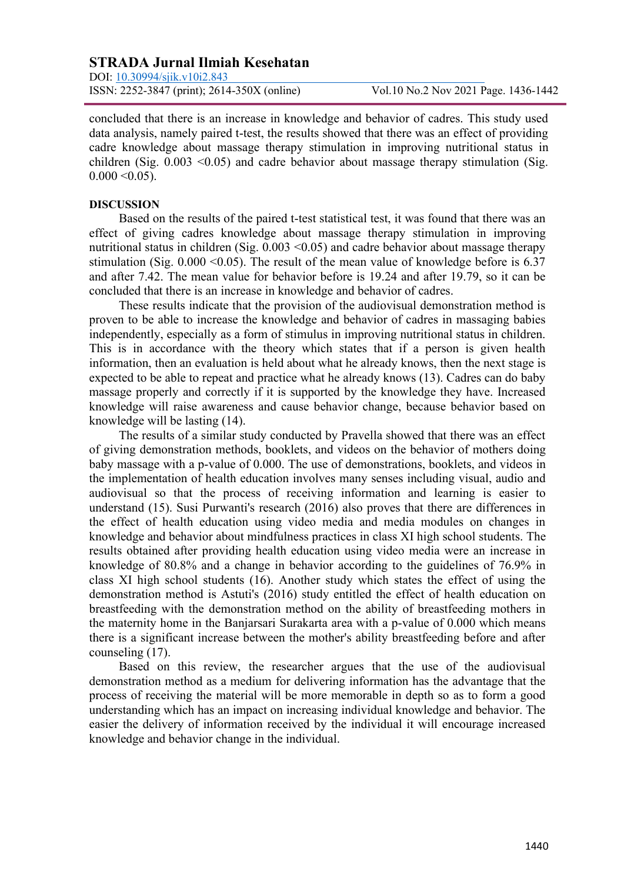concluded that there is an increase in knowledge and behavior of cadres. This study used data analysis, namely paired t-test, the results showed that there was an effect of providing cadre knowledge about massage therapy stimulation in improving nutritional status in children (Sig. 0.003 <0.05) and cadre behavior about massage therapy stimulation (Sig. 0.000 <0.05).

## DISCUSSION

Based on the results of the paired t-test statistical test, it was found that there was an effect of giving cadres knowledge about massage therapy stimulation in improving nutritional status in children (Sig. 0.003 <0.05) and cadre behavior about massage therapy stimulation (Sig. 0.000 <0.05). The result of the mean value of knowledge before is 6.37 and after 7.42. The mean value for behavior before is 19.24 and after 19.79, so it can be concluded that there is an increase in knowledge and behavior of cadres.

These results indicate that the provision of the audiovisual demonstration method is proven to be able to increase the knowledge and behavior of cadres in massaging babies independently, especially as a form of stimulus in improving nutritional status in children. This is in accordance with the theory which states that if a person is given health information, then an evaluation is held about what he already knows, then the next stage is expected to be able to repeat and practice what he already knows (13). Cadres can do baby massage properly and correctly if it is supported by the knowledge they have. Increased knowledge will raise awareness and cause behavior change, because behavior based on knowledge will be lasting (14).

The results of a similar study conducted by Pravella showed that there was an effect of giving demonstration methods, booklets, and videos on the behavior of mothers doing baby massage with a p-value of 0.000. The use of demonstrations, booklets, and videos in the implementation of health education involves many senses including visual, audio and audiovisual so that the process of receiving information and learning is easier to understand (15). Susi Purwanti's research (2016) also proves that there are differences in the effect of health education using video media and media modules on changes in knowledge and behavior about mindfulness practices in class XI high school students. The results obtained after providing health education using video media were an increase in knowledge of 80.8% and a change in behavior according to the guidelines of 76.9% in class XI high school students (16). Another study which states the effect of using the demonstration method is Astuti's (2016) study entitled the effect of health education on breastfeeding with the demonstration method on the ability of breastfeeding mothers in the maternity home in the Banjarsari Surakarta area with a p-value of 0.000 which means there is a significant increase between the mother's ability breastfeeding before and after counseling (17).

Based on this review, the researcher argues that the use of the audiovisual demonstration method as a medium for delivering information has the advantage that the process of receiving the material will be more memorable in depth so as to form a good understanding which has an impact on increasing individual knowledge and behavior. The easier the delivery of information received by the individual it will encourage increased knowledge and behavior change in the individual.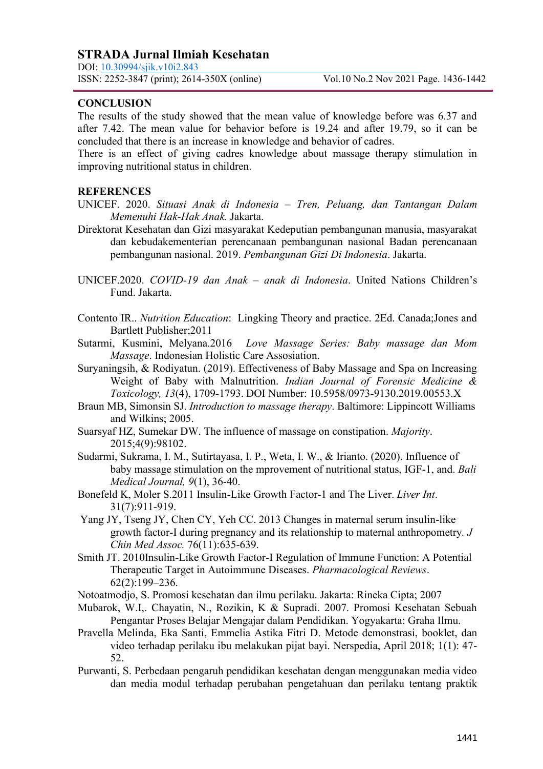## CONCLUSION

The results of the study showed that the mean value of knowledge before was 6.37 and after 7.42. The mean value for behavior before is 19.24 and after 19.79, so it can be concluded that there is an increase in knowledge and behavior of cadres.

There is an effect of giving cadres knowledge about massage therapy stimulation in improving nutritional status in children.

## REFERENCES

UNICEF. 2020. *Situasi Anak di Indonesia – Tren, Peluang, dan Tantangan Dalam Memenuhi Hak-Hak Anak.* Jakarta.

Direktorat Kesehatan dan Gizi masyarakat Kedeputian pembangunan manusia, masyarakat dan kebudakementerian perencanaan pembangunan nasional Badan perencanaan pembangunan nasional. 2019. *Pembangunan Gizi Di Indonesia*. Jakarta.

UNICEF.2020. *COVID-19 dan Anak – anak di Indonesia*. United Nations Children's Fund. Jakarta.

Contento IR.. *Nutrition Education*: Lingking Theory and practice. 2Ed. Canada;Jones and Bartlett Publisher;2011

Sutarmi, Kusmini, Melyana.2016 *Love Massage Series: Baby massage dan Mom Massage*. Indonesian Holistic Care Assosiation.

Suryaningsih, & Rodiyatun. (2019). Effectiveness of Baby Massage and Spa on Increasing Weight of Baby with Malnutrition. *Indian Journal of Forensic Medicine & Toxicology, 13*(4), 1709-1793. DOI Number: 10.5958/0973-9130.2019.00553.X

Braun MB, Simonsin SJ. *Introduction to massage therapy*. Baltimore: Lippincott Williams and Wilkins; 2005.

Suarsyaf HZ, Sumekar DW. The influence of massage on constipation. *Majority*. 2015;4(9):98102.

Sudarmi, Sukrama, I. M., Sutirtayasa, I. P., Weta, I. W., & Irianto. (2020). Influence of baby massage stimulation on the mprovement of nutritional status, IGF-1, and. *Bali Medical Journal, 9*(1), 36-40.

Bonefeld K, Moler S.2011 Insulin-Like Growth Factor-1 and The Liver. *Liver Int*. 31(7):911-919.

Yang JY, Tseng JY, Chen CY, Yeh CC. 2013 Changes in maternal serum insulin-like growth factor-I during pregnancy and its relationship to maternal anthropometry. *J Chin Med Assoc.* 76(11):635-639.

Smith JT. 2010Insulin-Like Growth Factor-I Regulation of Immune Function: A Potential Therapeutic Target in Autoimmune Diseases. *Pharmacological Reviews*. 62(2):199–236.

Notoatmodjo, S. Promosi kesehatan dan ilmu perilaku. Jakarta: Rineka Cipta; 2007

Mubarok, W.I,. Chayatin, N., Rozikin, K & Supradi. 2007. Promosi Kesehatan Sebuah Pengantar Proses Belajar Mengajar dalam Pendidikan. Yogyakarta: Graha Ilmu.

Pravella Melinda, Eka Santi, Emmelia Astika Fitri D. Metode demonstrasi, booklet, dan video terhadap perilaku ibu melakukan pijat bayi. Nerspedia, April 2018; 1(1): 47-52.

Purwanti, S. Perbedaan pengaruh pendidikan kesehatan dengan menggunakan media video dan media modul terhadap perubahan pengetahuan dan perilaku tentang praktik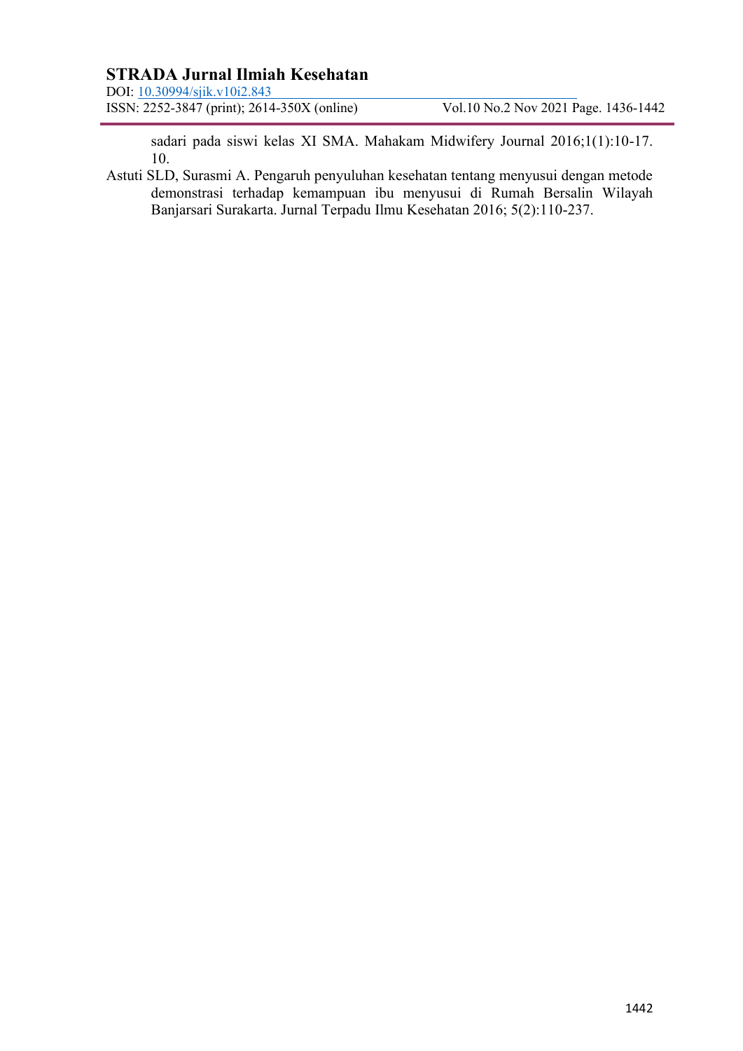sadari pada siswi kelas XI SMA. Mahakam Midwifery Journal 2016;1(1):10-17. 10.

Astuti SLD, Surasmi A. Pengaruh penyuluhan kesehatan tentang menyusui dengan metode demonstrasi terhadap kemampuan ibu menyusui di Rumah Bersalin Wilayah Banjarsari Surakarta. Jurnal Terpadu Ilmu Kesehatan 2016; 5(2):110-237.